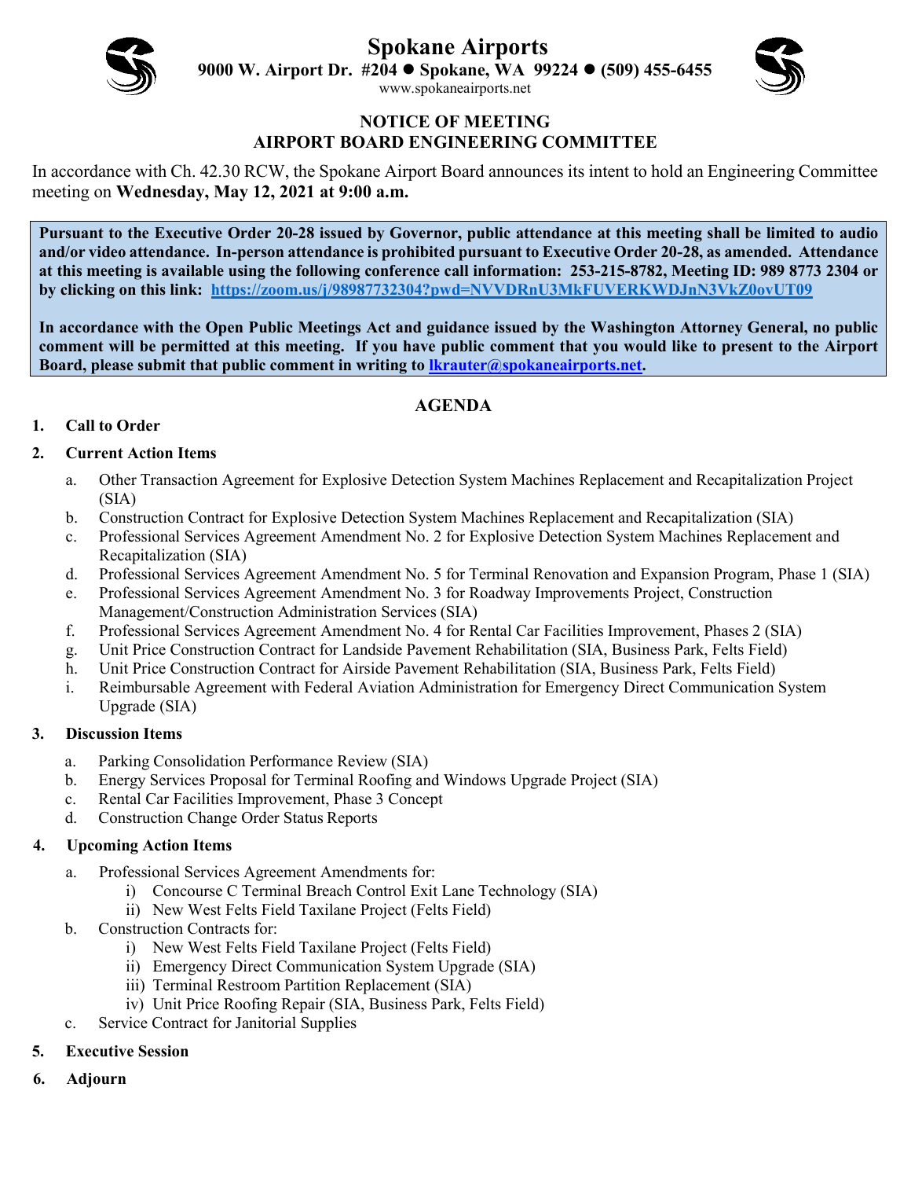# Spokane Airports

**9000 W. Airport Dr. #204 ● Spokane, WA 99224 ● (509) 455-6455**

www.spokaneairports.net

## NOTICE OF MEETING
## AIRPORT BOARD ENGINEERING COMMITTEE

In accordance with Ch. 42.30 RCW, the Spokane Airport Board announces its intent to hold an Engineering Committee meeting on **Wednesday, May 12, 2021 at 9:00 a.m.**

**Pursuant to the Executive Order 20-28 issued by Governor, public attendance at this meeting shall be limited to audio and/or video attendance. In-person attendance is prohibited pursuant to Executive Order 20-28, as amended. Attendance at this meeting is available using the following conference call information: 253-215-8782, Meeting ID: 989 8773 2304 or by clicking on this link: [https://zoom.us/j/98987732304?pwd=NVVDRnU3MkFUVERKWDJnN3VkZ0ovUT09](https://zoom.us/j/98987732304?pwd=NVVDRnU3MkFUVERKWDJnN3VkZ0ovUT09)**

**In accordance with the Open Public Meetings Act and guidance issued by the Washington Attorney General, no public comment will be permitted at this meeting. If you have public comment that you would like to present to the Airport Board, please submit that public comment in writing to [lkrauter@spokaneairports.net](mailto:lkrauter@spokaneairports.net).**

## AGENDA

1. **Call to Order**
2. **Current Action Items**
   a. Other Transaction Agreement for Explosive Detection System Machines Replacement and Recapitalization Project (SIA)
   b. Construction Contract for Explosive Detection System Machines Replacement and Recapitalization (SIA)
   c. Professional Services Agreement Amendment No. 2 for Explosive Detection System Machines Replacement and Recapitalization (SIA)
   d. Professional Services Agreement Amendment No. 5 for Terminal Renovation and Expansion Program, Phase 1 (SIA)
   e. Professional Services Agreement Amendment No. 3 for Roadway Improvements Project, Construction Management/Construction Administration Services (SIA)
   f. Professional Services Agreement Amendment No. 4 for Rental Car Facilities Improvement, Phases 2 (SIA)
   g. Unit Price Construction Contract for Landside Pavement Rehabilitation (SIA, Business Park, Felts Field)
   h. Unit Price Construction Contract for Airside Pavement Rehabilitation (SIA, Business Park, Felts Field)
   i. Reimbursable Agreement with Federal Aviation Administration for Emergency Direct Communication System Upgrade (SIA)
3. **Discussion Items**
   a. Parking Consolidation Performance Review (SIA)
   b. Energy Services Proposal for Terminal Roofing and Windows Upgrade Project (SIA)
   c. Rental Car Facilities Improvement, Phase 3 Concept
   d. Construction Change Order Status Reports
4. **Upcoming Action Items**
   a. Professional Services Agreement Amendments for:
      i) Concourse C Terminal Breach Control Exit Lane Technology (SIA)
      ii) New West Felts Field Taxilane Project (Felts Field)
   b. Construction Contracts for:
      i) New West Felts Field Taxilane Project (Felts Field)
      ii) Emergency Direct Communication System Upgrade (SIA)
      iii) Terminal Restroom Partition Replacement (SIA)
      iv) Unit Price Roofing Repair (SIA, Business Park, Felts Field)
   c. Service Contract for Janitorial Supplies
5. **Executive Session**
6. **Adjourn**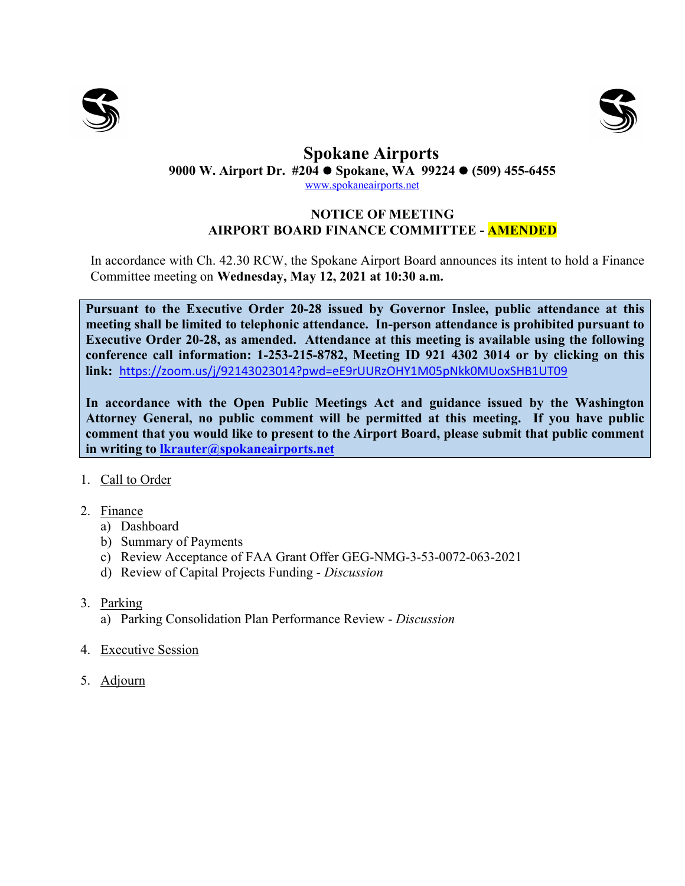# Spokane Airports

**9000 W. Airport Dr. #204 ● Spokane, WA 99224 ● (509) 455-6455**

www.spokaneairports.net

**NOTICE OF MEETING**
**AIRPORT BOARD FINANCE COMMITTEE - AMENDED**

In accordance with Ch. 42.30 RCW, the Spokane Airport Board announces its intent to hold a Finance Committee meeting on **Wednesday, May 12, 2021 at 10:30 a.m.**

**Pursuant to the Executive Order 20-28 issued by Governor Inslee, public attendance at this meeting shall be limited to telephonic attendance. In-person attendance is prohibited pursuant to Executive Order 20-28, as amended. Attendance at this meeting is available using the following conference call information: 1-253-215-8782, Meeting ID 921 4302 3014 or by clicking on this link:** https://zoom.us/j/92143023014?pwd=eE9rUURzOHY1M05pNkk0MUoxSHB1UT09

**In accordance with the Open Public Meetings Act and guidance issued by the Washington Attorney General, no public comment will be permitted at this meeting. If you have public comment that you would like to present to the Airport Board, please submit that public comment in writing to lkrauter@spokaneairports.net**

1. Call to Order

2. Finance
   a) Dashboard
   b) Summary of Payments
   c) Review Acceptance of FAA Grant Offer GEG-NMG-3-53-0072-063-2021
   d) Review of Capital Projects Funding - *Discussion*

3. Parking
   a) Parking Consolidation Plan Performance Review - *Discussion*

4. Executive Session

5. Adjourn